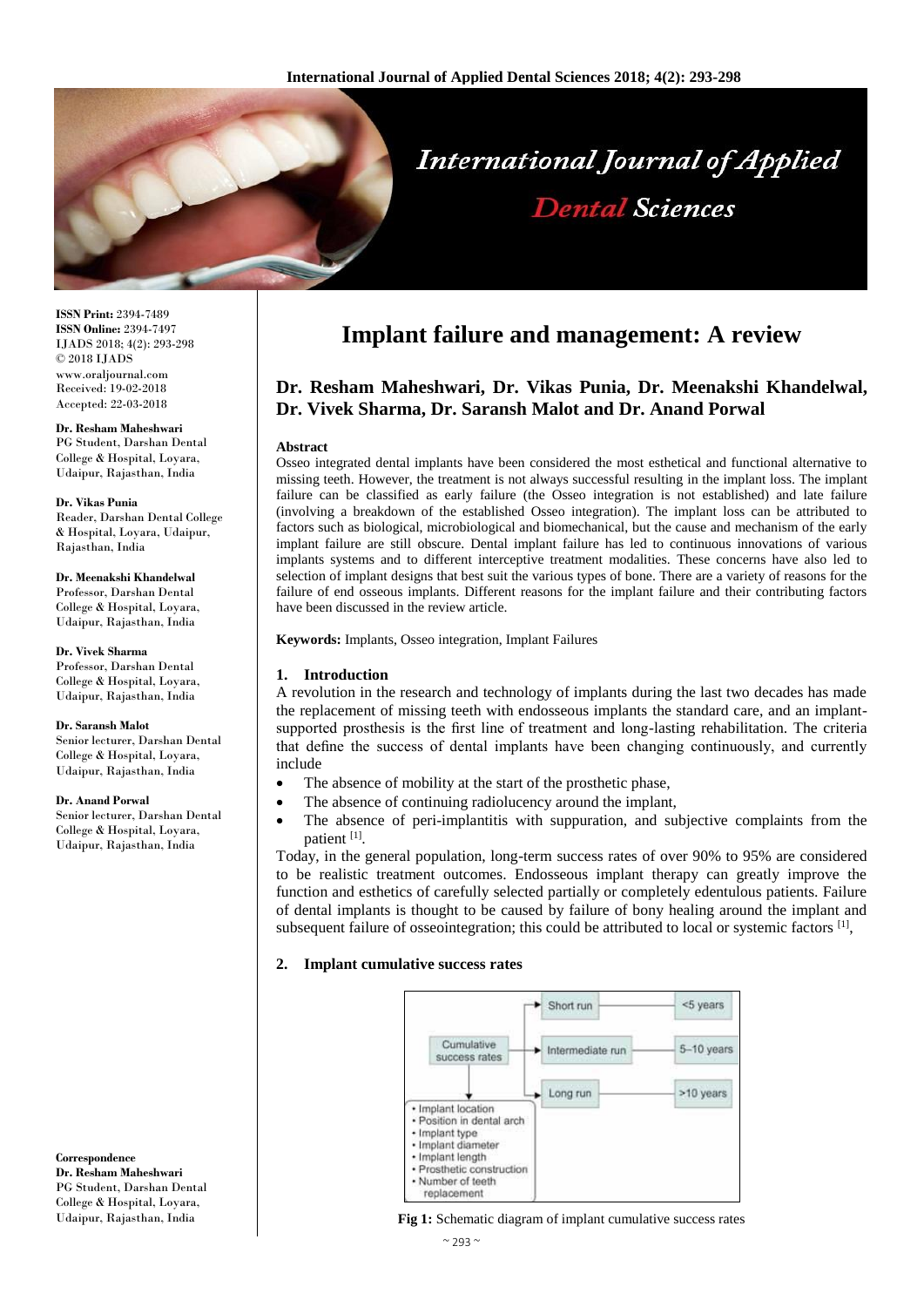# Implant failure and management: A review

**Dr. Resham Maheshwari, Dr. Vikas Punia, Dr. Meenakshi Khandelwal, Dr. Vivek Sharma, Dr. Saransh Malot and Dr. Anand Porwal**

ISSN Print: 2394-7489
ISSN Online: 2394-7497
IJADS 2018; 4(2): 293-298
© 2018 IJADS
www.oraljournal.com
Received: 19-02-2018
Accepted: 22-03-2018

**Dr. Resham Maheshwari**
PG Student, Darshan Dental College & Hospital, Loyara, Udaipur, Rajasthan, India

**Dr. Vikas Punia**
Reader, Darshan Dental College & Hospital, Loyara, Udaipur, Rajasthan, India

**Dr. Meenakshi Khandelwal**
Professor, Darshan Dental College & Hospital, Loyara, Udaipur, Rajasthan, India

**Dr. Vivek Sharma**
Professor, Darshan Dental College & Hospital, Loyara, Udaipur, Rajasthan, India

**Dr. Saransh Malot**
Senior lecturer, Darshan Dental College & Hospital, Loyara, Udaipur, Rajasthan, India

**Dr. Anand Porwal**
Senior lecturer, Darshan Dental College & Hospital, Loyara, Udaipur, Rajasthan, India

**Correspondence**
**Dr. Resham Maheshwari**
PG Student, Darshan Dental College & Hospital, Loyara, Udaipur, Rajasthan, India

**Abstract**

Osseo integrated dental implants have been considered the most esthetical and functional alternative to missing teeth. However, the treatment is not always successful resulting in the implant loss. The implant failure can be classified as early failure (the Osseo integration is not established) and late failure (involving a breakdown of the established Osseo integration). The implant loss can be attributed to factors such as biological, microbiological and biomechanical, but the cause and mechanism of the early implant failure are still obscure. Dental implant failure has led to continuous innovations of various implants systems and to different interceptive treatment modalities. These concerns have also led to selection of implant designs that best suit the various types of bone. There are a variety of reasons for the failure of end osseous implants. Different reasons for the implant failure and their contributing factors have been discussed in the review article.

**Keywords:** Implants, Osseo integration, Implant Failures

## 1. Introduction

A revolution in the research and technology of implants during the last two decades has made the replacement of missing teeth with endosseous implants the standard care, and an implant-supported prosthesis is the first line of treatment and long-lasting rehabilitation. The criteria that define the success of dental implants have been changing continuously, and currently include

- The absence of mobility at the start of the prosthetic phase,
- The absence of continuing radiolucency around the implant,
- The absence of peri-implantitis with suppuration, and subjective complaints from the patient [1].

Today, in the general population, long-term success rates of over 90% to 95% are considered to be realistic treatment outcomes. Endosseous implant therapy can greatly improve the function and esthetics of carefully selected partially or completely edentulous patients. Failure of dental implants is thought to be caused by failure of bony healing around the implant and subsequent failure of osseointegration; this could be attributed to local or systemic factors [1],

## 2. Implant cumulative success rates

Cumulative success rates → Short run → <5 years; Intermediate run → 5–10 years; Long run → >10 years

- Implant location
- Position in dental arch
- Implant type
- Implant diameter
- Implant length
- Prosthetic construction
- Number of teeth replacement

**Fig 1:** Schematic diagram of implant cumulative success rates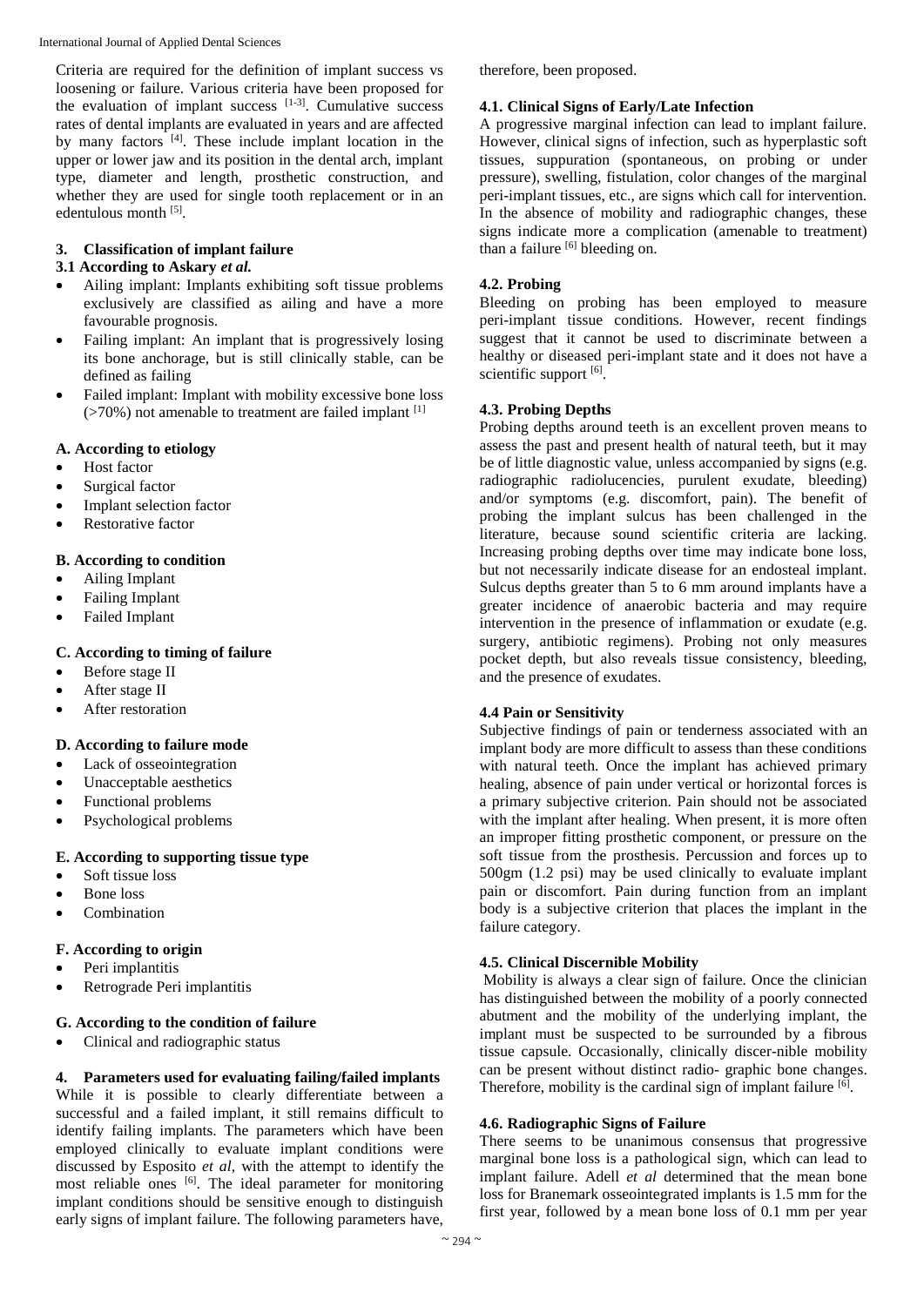Criteria are required for the definition of implant success vs loosening or failure. Various criteria have been proposed for the evaluation of implant success [1-3]. Cumulative success rates of dental implants are evaluated in years and are affected by many factors [4]. These include implant location in the upper or lower jaw and its position in the dental arch, implant type, diameter and length, prosthetic construction, and whether they are used for single tooth replacement or in an edentulous month [5].

## 3. Classification of implant failure

### 3.1 According to Askary *et al.*

- Ailing implant: Implants exhibiting soft tissue problems exclusively are classified as ailing and have a more favourable prognosis.
- Failing implant: An implant that is progressively losing its bone anchorage, but is still clinically stable, can be defined as failing
- Failed implant: Implant with mobility excessive bone loss (>70%) not amenable to treatment are failed implant [1]

### A. According to etiology

- Host factor
- Surgical factor
- Implant selection factor
- Restorative factor

### B. According to condition

- Ailing Implant
- Failing Implant
- Failed Implant

### C. According to timing of failure

- Before stage II
- After stage II
- After restoration

### D. According to failure mode

- Lack of osseointegration
- Unacceptable aesthetics
- Functional problems
- Psychological problems

### E. According to supporting tissue type

- Soft tissue loss
- Bone loss
- Combination

### F. According to origin

- Peri implantitis
- Retrograde Peri implantitis

### G. According to the condition of failure

- Clinical and radiographic status

## 4. Parameters used for evaluating failing/failed implants

While it is possible to clearly differentiate between a successful and a failed implant, it still remains difficult to identify failing implants. The parameters which have been employed clinically to evaluate implant conditions were discussed by Esposito *et al*, with the attempt to identify the most reliable ones [6]. The ideal parameter for monitoring implant conditions should be sensitive enough to distinguish early signs of implant failure. The following parameters have, therefore, been proposed.

### 4.1. Clinical Signs of Early/Late Infection

A progressive marginal infection can lead to implant failure. However, clinical signs of infection, such as hyperplastic soft tissues, suppuration (spontaneous, on probing or under pressure), swelling, fistulation, color changes of the marginal peri-implant tissues, etc., are signs which call for intervention. In the absence of mobility and radiographic changes, these signs indicate more a complication (amenable to treatment) than a failure [6] bleeding on.

### 4.2. Probing

Bleeding on probing has been employed to measure peri-implant tissue conditions. However, recent findings suggest that it cannot be used to discriminate between a healthy or diseased peri-implant state and it does not have a scientific support [6].

### 4.3. Probing Depths

Probing depths around teeth is an excellent proven means to assess the past and present health of natural teeth, but it may be of little diagnostic value, unless accompanied by signs (e.g. radiographic radiolucencies, purulent exudate, bleeding) and/or symptoms (e.g. discomfort, pain). The benefit of probing the implant sulcus has been challenged in the literature, because sound scientific criteria are lacking. Increasing probing depths over time may indicate bone loss, but not necessarily indicate disease for an endosteal implant. Sulcus depths greater than 5 to 6 mm around implants have a greater incidence of anaerobic bacteria and may require intervention in the presence of inflammation or exudate (e.g. surgery, antibiotic regimens). Probing not only measures pocket depth, but also reveals tissue consistency, bleeding, and the presence of exudates.

### 4.4 Pain or Sensitivity

Subjective findings of pain or tenderness associated with an implant body are more difficult to assess than these conditions with natural teeth. Once the implant has achieved primary healing, absence of pain under vertical or horizontal forces is a primary subjective criterion. Pain should not be associated with the implant after healing. When present, it is more often an improper fitting prosthetic component, or pressure on the soft tissue from the prosthesis. Percussion and forces up to 500gm (1.2 psi) may be used clinically to evaluate implant pain or discomfort. Pain during function from an implant body is a subjective criterion that places the implant in the failure category.

### 4.5. Clinical Discernible Mobility

Mobility is always a clear sign of failure. Once the clinician has distinguished between the mobility of a poorly connected abutment and the mobility of the underlying implant, the implant must be suspected to be surrounded by a fibrous tissue capsule. Occasionally, clinically discer-nible mobility can be present without distinct radio- graphic bone changes. Therefore, mobility is the cardinal sign of implant failure [6].

### 4.6. Radiographic Signs of Failure

There seems to be unanimous consensus that progressive marginal bone loss is a pathological sign, which can lead to implant failure. Adell *et al* determined that the mean bone loss for Branemark osseointegrated implants is 1.5 mm for the first year, followed by a mean bone loss of 0.1 mm per year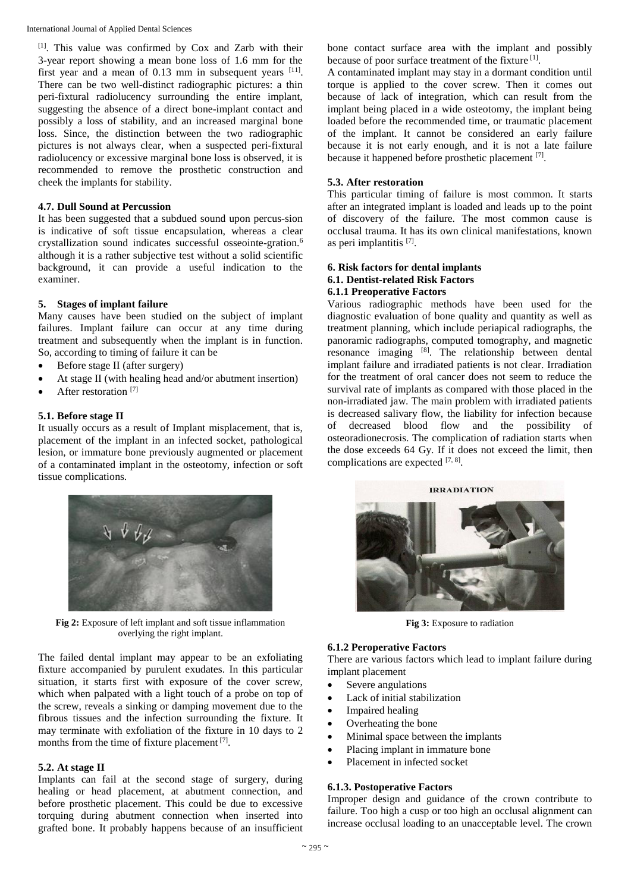[1]. This value was confirmed by Cox and Zarb with their 3-year report showing a mean bone loss of 1.6 mm for the first year and a mean of 0.13 mm in subsequent years [11]. There can be two well-distinct radiographic pictures: a thin peri-fixtural radiolucency surrounding the entire implant, suggesting the absence of a direct bone-implant contact and possibly a loss of stability, and an increased marginal bone loss. Since, the distinction between the two radiographic pictures is not always clear, when a suspected peri-fixtural radiolucency or excessive marginal bone loss is observed, it is recommended to remove the prosthetic construction and cheek the implants for stability.

### 4.7. Dull Sound at Percussion

It has been suggested that a subdued sound upon percus-sion is indicative of soft tissue encapsulation, whereas a clear crystallization sound indicates successful osseointe-gration.[6] although it is a rather subjective test without a solid scientific background, it can provide a useful indication to the examiner.

## 5. Stages of implant failure

Many causes have been studied on the subject of implant failures. Implant failure can occur at any time during treatment and subsequently when the implant is in function. So, according to timing of failure it can be

- Before stage II (after surgery)
- At stage II (with healing head and/or abutment insertion)
- After restoration [7]

### 5.1. Before stage II

It usually occurs as a result of Implant misplacement, that is, placement of the implant in an infected socket, pathological lesion, or immature bone previously augmented or placement of a contaminated implant in the osteotomy, infection or soft tissue complications.

**Fig 2:** Exposure of left implant and soft tissue inflammation overlying the right implant.

The failed dental implant may appear to be an exfoliating fixture accompanied by purulent exudates. In this particular situation, it starts first with exposure of the cover screw, which when palpated with a light touch of a probe on top of the screw, reveals a sinking or damping movement due to the fibrous tissues and the infection surrounding the fixture. It may terminate with exfoliation of the fixture in 10 days to 2 months from the time of fixture placement [7].

### 5.2. At stage II

Implants can fail at the second stage of surgery, during healing or head placement, at abutment connection, and before prosthetic placement. This could be due to excessive torquing during abutment connection when inserted into grafted bone. It probably happens because of an insufficient bone contact surface area with the implant and possibly because of poor surface treatment of the fixture [1].

A contaminated implant may stay in a dormant condition until torque is applied to the cover screw. Then it comes out because of lack of integration, which can result from the implant being placed in a wide osteotomy, the implant being loaded before the recommended time, or traumatic placement of the implant. It cannot be considered an early failure because it is not early enough, and it is not a late failure because it happened before prosthetic placement [7].

### 5.3. After restoration

This particular timing of failure is most common. It starts after an integrated implant is loaded and leads up to the point of discovery of the failure. The most common cause is occlusal trauma. It has its own clinical manifestations, known as peri implantitis [7].

## 6. Risk factors for dental implants

### 6.1. Dentist-related Risk Factors

#### 6.1.1 Preoperative Factors

Various radiographic methods have been used for the diagnostic evaluation of bone quality and quantity as well as treatment planning, which include periapical radiographs, the panoramic radiographs, computed tomography, and magnetic resonance imaging [8]. The relationship between dental implant failure and irradiated patients is not clear. Irradiation for the treatment of oral cancer does not seem to reduce the survival rate of implants as compared with those placed in the non-irradiated jaw. The main problem with irradiated patients is decreased salivary flow, the liability for infection because of decreased blood flow and the possibility of osteoradionecrosis. The complication of radiation starts when the dose exceeds 64 Gy. If it does not exceed the limit, then complications are expected [7, 8].

**Fig 3:** Exposure to radiation

#### 6.1.2 Peroperative Factors

There are various factors which lead to implant failure during implant placement

- Severe angulations
- Lack of initial stabilization
- Impaired healing
- Overheating the bone
- Minimal space between the implants
- Placing implant in immature bone
- Placement in infected socket

#### 6.1.3. Postoperative Factors

Improper design and guidance of the crown contribute to failure. Too high a cusp or too high an occlusal alignment can increase occlusal loading to an unacceptable level. The crown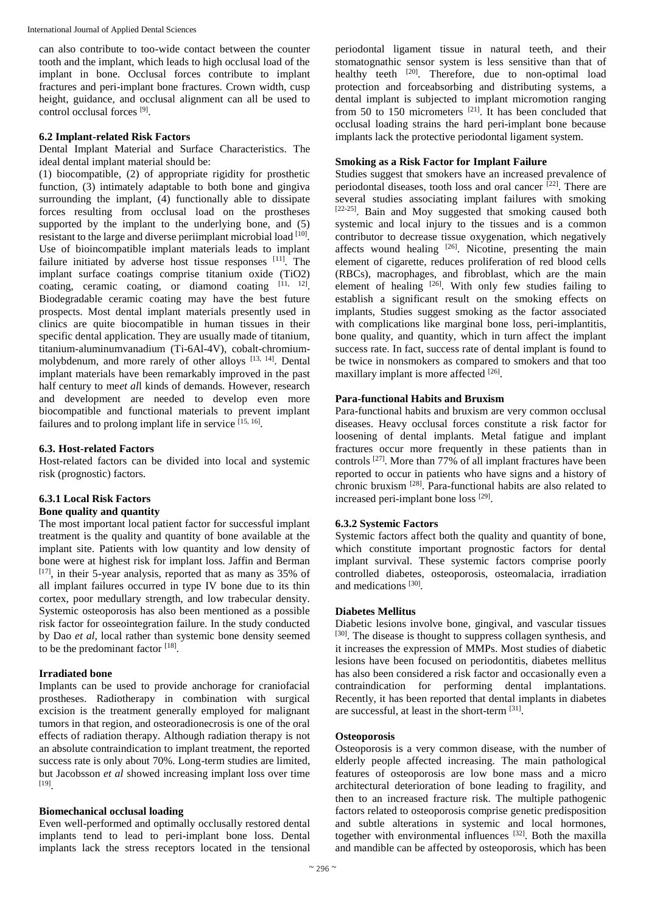can also contribute to too-wide contact between the counter tooth and the implant, which leads to high occlusal load of the implant in bone. Occlusal forces contribute to implant fractures and peri-implant bone fractures. Crown width, cusp height, guidance, and occlusal alignment can all be used to control occlusal forces [9].

### 6.2 Implant-related Risk Factors

Dental Implant Material and Surface Characteristics. The ideal dental implant material should be:

(1) biocompatible, (2) of appropriate rigidity for prosthetic function, (3) intimately adaptable to both bone and gingiva surrounding the implant, (4) functionally able to dissipate forces resulting from occlusal load on the prostheses supported by the implant to the underlying bone, and (5) resistant to the large and diverse periimplant microbial load [10]. Use of bioincompatible implant materials leads to implant failure initiated by adverse host tissue responses [11]. The implant surface coatings comprise titanium oxide ($TiO_2$) coating, ceramic coating, or diamond coating [11, 12]. Biodegradable ceramic coating may have the best future prospects. Most dental implant materials presently used in clinics are quite biocompatible in human tissues in their specific dental application. They are usually made of titanium, titanium-aluminumvanadium (Ti-6Al-4V), cobalt-chromium-molybdenum, and more rarely of other alloys [13, 14]. Dental implant materials have been remarkably improved in the past half century to me*et al*l kinds of demands. However, research and development are needed to develop even more biocompatible and functional materials to prevent implant failures and to prolong implant life in service [15, 16].

### 6.3. Host-related Factors

Host-related factors can be divided into local and systemic risk (prognostic) factors.

#### 6.3.1 Local Risk Factors

**Bone quality and quantity**

The most important local patient factor for successful implant treatment is the quality and quantity of bone available at the implant site. Patients with low quantity and low density of bone were at highest risk for implant loss. Jaffin and Berman [17], in their 5-year analysis, reported that as many as 35% of all implant failures occurred in type IV bone due to its thin cortex, poor medullary strength, and low trabecular density. Systemic osteoporosis has also been mentioned as a possible risk factor for osseointegration failure. In the study conducted by Dao *et al*, local rather than systemic bone density seemed to be the predominant factor [18].

**Irradiated bone**

Implants can be used to provide anchorage for craniofacial prostheses. Radiotherapy in combination with surgical excision is the treatment generally employed for malignant tumors in that region, and osteoradionecrosis is one of the oral effects of radiation therapy. Although radiation therapy is not an absolute contraindication to implant treatment, the reported success rate is only about 70%. Long-term studies are limited, but Jacobsson *et al* showed increasing implant loss over time [19].

**Biomechanical occlusal loading**

Even well-performed and optimally occlusally restored dental implants tend to lead to peri-implant bone loss. Dental implants lack the stress receptors located in the tensional periodontal ligament tissue in natural teeth, and their stomatognathic sensor system is less sensitive than that of healthy teeth [20]. Therefore, due to non-optimal load protection and forceabsorbing and distributing systems, a dental implant is subjected to implant micromotion ranging from 50 to 150 micrometers [21]. It has been concluded that occlusal loading strains the hard peri-implant bone because implants lack the protective periodontal ligament system.

**Smoking as a Risk Factor for Implant Failure**

Studies suggest that smokers have an increased prevalence of periodontal diseases, tooth loss and oral cancer [22]. There are several studies associating implant failures with smoking [22-25]. Bain and Moy suggested that smoking caused both systemic and local injury to the tissues and is a common contributor to decrease tissue oxygenation, which negatively affects wound healing [26]. Nicotine, presenting the main element of cigarette, reduces proliferation of red blood cells (RBCs), macrophages, and fibroblast, which are the main element of healing [26]. With only few studies failing to establish a significant result on the smoking effects on implants, Studies suggest smoking as the factor associated with complications like marginal bone loss, peri-implantitis, bone quality, and quantity, which in turn affect the implant success rate. In fact, success rate of dental implant is found to be twice in nonsmokers as compared to smokers and that too maxillary implant is more affected [26].

**Para-functional Habits and Bruxism**

Para-functional habits and bruxism are very common occlusal diseases. Heavy occlusal forces constitute a risk factor for loosening of dental implants. Metal fatigue and implant fractures occur more frequently in these patients than in controls [27]. More than 77% of all implant fractures have been reported to occur in patients who have signs and a history of chronic bruxism [28]. Para-functional habits are also related to increased peri-implant bone loss [29].

#### 6.3.2 Systemic Factors

Systemic factors affect both the quality and quantity of bone, which constitute important prognostic factors for dental implant survival. These systemic factors comprise poorly controlled diabetes, osteoporosis, osteomalacia, irradiation and medications [30].

**Diabetes Mellitus**

Diabetic lesions involve bone, gingival, and vascular tissues [30]. The disease is thought to suppress collagen synthesis, and it increases the expression of MMPs. Most studies of diabetic lesions have been focused on periodontitis, diabetes mellitus has also been considered a risk factor and occasionally even a contraindication for performing dental implantations. Recently, it has been reported that dental implants in diabetes are successful, at least in the short-term [31].

**Osteoporosis**

Osteoporosis is a very common disease, with the number of elderly people affected increasing. The main pathological features of osteoporosis are low bone mass and a micro architectural deterioration of bone leading to fragility, and then to an increased fracture risk. The multiple pathogenic factors related to osteoporosis comprise genetic predisposition and subtle alterations in systemic and local hormones, together with environmental influences [32]. Both the maxilla and mandible can be affected by osteoporosis, which has been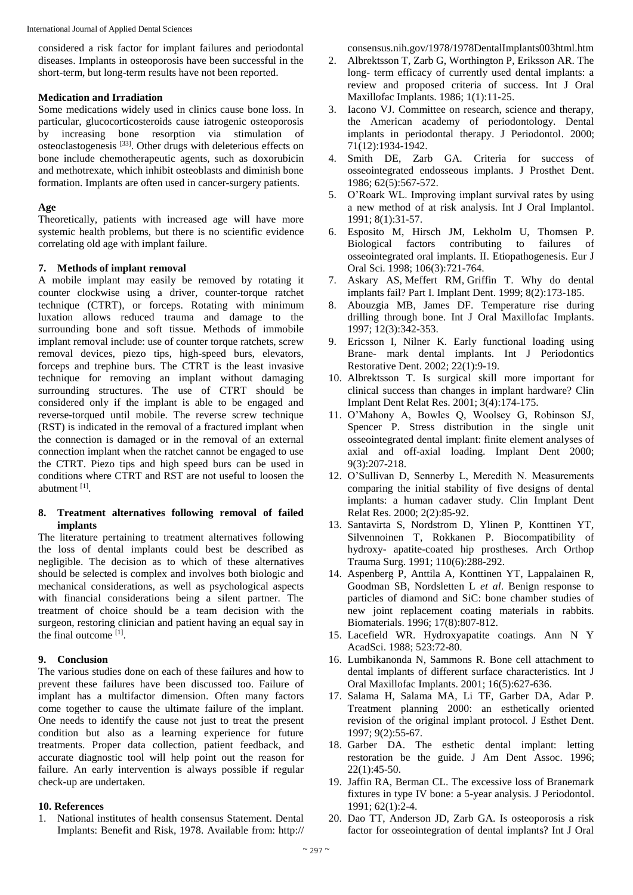considered a risk factor for implant failures and periodontal diseases. Implants in osteoporosis have been successful in the short-term, but long-term results have not been reported.

**Medication and Irradiation**

Some medications widely used in clinics cause bone loss. In particular, glucocorticosteroids cause iatrogenic osteoporosis by increasing bone resorption via stimulation of osteoclastogenesis [33]. Other drugs with deleterious effects on bone include chemotherapeutic agents, such as doxorubicin and methotrexate, which inhibit osteoblasts and diminish bone formation. Implants are often used in cancer-surgery patients.

**Age**

Theoretically, patients with increased age will have more systemic health problems, but there is no scientific evidence correlating old age with implant failure.

## 7. Methods of implant removal

A mobile implant may easily be removed by rotating it counter clockwise using a driver, counter-torque ratchet technique (CTRT), or forceps. Rotating with minimum luxation allows reduced trauma and damage to the surrounding bone and soft tissue. Methods of immobile implant removal include: use of counter torque ratchets, screw removal devices, piezo tips, high-speed burs, elevators, forceps and trephine burs. The CTRT is the least invasive technique for removing an implant without damaging surrounding structures. The use of CTRT should be considered only if the implant is able to be engaged and reverse-torqued until mobile. The reverse screw technique (RST) is indicated in the removal of a fractured implant when the connection is damaged or in the removal of an external connection implant when the ratchet cannot be engaged to use the CTRT. Piezo tips and high speed burs can be used in conditions where CTRT and RST are not useful to loosen the abutment [1].

## 8. Treatment alternatives following removal of failed implants

The literature pertaining to treatment alternatives following the loss of dental implants could best be described as negligible. The decision as to which of these alternatives should be selected is complex and involves both biologic and mechanical considerations, as well as psychological aspects with financial considerations being a silent partner. The treatment of choice should be a team decision with the surgeon, restoring clinician and patient having an equal say in the final outcome [1].

## 9. Conclusion

The various studies done on each of these failures and how to prevent these failures have been discussed too. Failure of implant has a multifactor dimension. Often many factors come together to cause the ultimate failure of the implant. One needs to identify the cause not just to treat the present condition but also as a learning experience for future treatments. Proper data collection, patient feedback, and accurate diagnostic tool will help point out the reason for failure. An early intervention is always possible if regular check-up are undertaken.

## 10. References

1. National institutes of health consensus Statement. Dental Implants: Benefit and Risk, 1978. Available from: http://consensus.nih.gov/1978/1978DentalImplants003html.htm
2. Albrektsson T, Zarb G, Worthington P, Eriksson AR. The long- term efficacy of currently used dental implants: a review and proposed criteria of success. Int J Oral Maxillofac Implants. 1986; 1(1):11-25.
3. Iacono VJ. Committee on research, science and therapy, the American academy of periodontology. Dental implants in periodontal therapy. J Periodontol. 2000; 71(12):1934-1942.
4. Smith DE, Zarb GA. Criteria for success of osseointegrated endosseous implants. J Prosthet Dent. 1986; 62(5):567-572.
5. O'Roark WL. Improving implant survival rates by using a new method of at risk analysis. Int J Oral Implantol. 1991; 8(1):31-57.
6. Esposito M, Hirsch JM, Lekholm U, Thomsen P. Biological factors contributing to failures of osseointegrated oral implants. II. Etiopathogenesis. Eur J Oral Sci. 1998; 106(3):721-764.
7. Askary AS, Meffert RM, Griffin T. Why do dental implants fail? Part I. Implant Dent. 1999; 8(2):173-185.
8. Abouzgia MB, James DF. Temperature rise during drilling through bone. Int J Oral Maxillofac Implants. 1997; 12(3):342-353.
9. Ericsson I, Nilner K. Early functional loading using Brane- mark dental implants. Int J Periodontics Restorative Dent. 2002; 22(1):9-19.
10. Albrektsson T. Is surgical skill more important for clinical success than changes in implant hardware? Clin Implant Dent Relat Res. 2001; 3(4):174-175.
11. O'Mahony A, Bowles Q, Woolsey G, Robinson SJ, Spencer P. Stress distribution in the single unit osseointegrated dental implant: finite element analyses of axial and off-axial loading. Implant Dent 2000; 9(3):207-218.
12. O'Sullivan D, Sennerby L, Meredith N. Measurements comparing the initial stability of five designs of dental implants: a human cadaver study. Clin Implant Dent Relat Res. 2000; 2(2):85-92.
13. Santavirta S, Nordstrom D, Ylinen P, Konttinen YT, Silvennoinen T, Rokkanen P. Biocompatibility of hydroxy- apatite-coated hip prostheses. Arch Orthop Trauma Surg. 1991; 110(6):288-292.
14. Aspenberg P, Anttila A, Konttinen YT, Lappalainen R, Goodman SB, Nordsletten L *et al*. Benign response to particles of diamond and SiC: bone chamber studies of new joint replacement coating materials in rabbits. Biomaterials. 1996; 17(8):807-812.
15. Lacefield WR. Hydroxyapatite coatings. Ann N Y AcadSci. 1988; 523:72-80.
16. Lumbikanonda N, Sammons R. Bone cell attachment to dental implants of different surface characteristics. Int J Oral Maxillofac Implants. 2001; 16(5):627-636.
17. Salama H, Salama MA, Li TF, Garber DA, Adar P. Treatment planning 2000: an esthetically oriented revision of the original implant protocol. J Esthet Dent. 1997; 9(2):55-67.
18. Garber DA. The esthetic dental implant: letting restoration be the guide. J Am Dent Assoc. 1996; 22(1):45-50.
19. Jaffin RA, Berman CL. The excessive loss of Branemark fixtures in type IV bone: a 5-year analysis. J Periodontol. 1991; 62(1):2-4.
20. Dao TT, Anderson JD, Zarb GA. Is osteoporosis a risk factor for osseointegration of dental implants? Int J Oral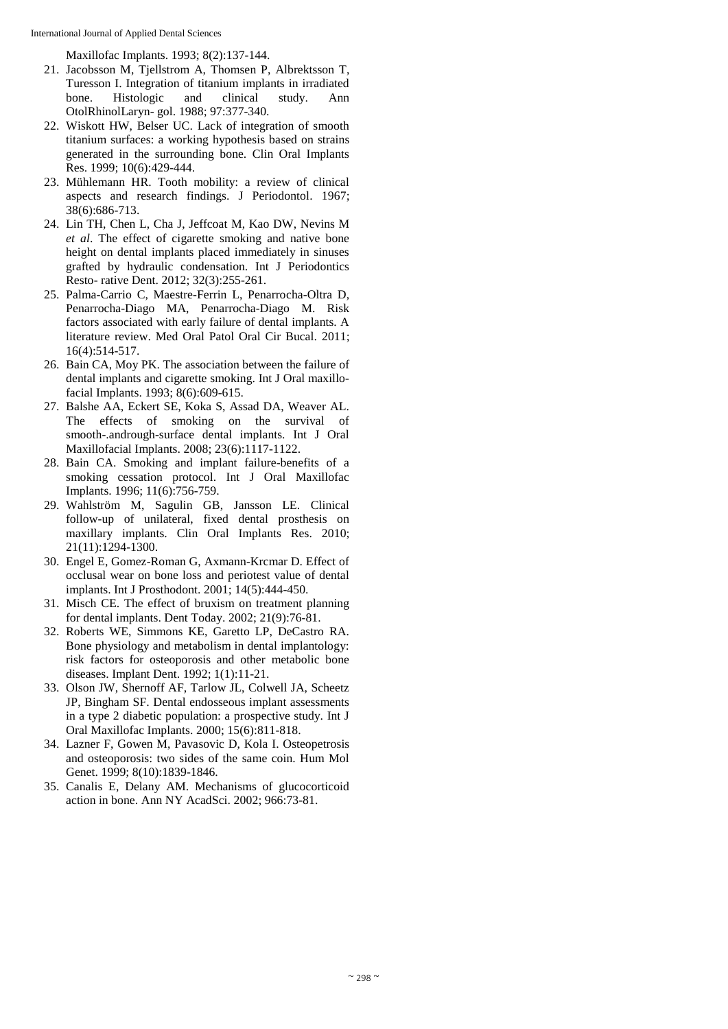Maxillofac Implants. 1993; 8(2):137-144.

21. Jacobsson M, Tjellstrom A, Thomsen P, Albrektsson T, Turesson I. Integration of titanium implants in irradiated bone. Histologic and clinical study. Ann OtolRhinolLaryn- gol. 1988; 97:377-340.
22. Wiskott HW, Belser UC. Lack of integration of smooth titanium surfaces: a working hypothesis based on strains generated in the surrounding bone. Clin Oral Implants Res. 1999; 10(6):429-444.
23. Mühlemann HR. Tooth mobility: a review of clinical aspects and research findings. J Periodontol. 1967; 38(6):686-713.
24. Lin TH, Chen L, Cha J, Jeffcoat M, Kao DW, Nevins M *et al*. The effect of cigarette smoking and native bone height on dental implants placed immediately in sinuses grafted by hydraulic condensation. Int J Periodontics Resto- rative Dent. 2012; 32(3):255-261.
25. Palma-Carrio C, Maestre-Ferrin L, Penarrocha-Oltra D, Penarrocha-Diago MA, Penarrocha-Diago M. Risk factors associated with early failure of dental implants. A literature review. Med Oral Patol Oral Cir Bucal. 2011; 16(4):514-517.
26. Bain CA, Moy PK. The association between the failure of dental implants and cigarette smoking. Int J Oral maxillo-facial Implants. 1993; 8(6):609-615.
27. Balshe AA, Eckert SE, Koka S, Assad DA, Weaver AL. The effects of smoking on the survival of smooth-.andrough-surface dental implants. Int J Oral Maxillofacial Implants. 2008; 23(6):1117-1122.
28. Bain CA. Smoking and implant failure-benefits of a smoking cessation protocol. Int J Oral Maxillofac Implants. 1996; 11(6):756-759.
29. Wahlström M, Sagulin GB, Jansson LE. Clinical follow-up of unilateral, fixed dental prosthesis on maxillary implants. Clin Oral Implants Res. 2010; 21(11):1294-1300.
30. Engel E, Gomez-Roman G, Axmann-Krcmar D. Effect of occlusal wear on bone loss and periotest value of dental implants. Int J Prosthodont. 2001; 14(5):444-450.
31. Misch CE. The effect of bruxism on treatment planning for dental implants. Dent Today. 2002; 21(9):76-81.
32. Roberts WE, Simmons KE, Garetto LP, DeCastro RA. Bone physiology and metabolism in dental implantology: risk factors for osteoporosis and other metabolic bone diseases. Implant Dent. 1992; 1(1):11-21.
33. Olson JW, Shernoff AF, Tarlow JL, Colwell JA, Scheetz JP, Bingham SF. Dental endosseous implant assessments in a type 2 diabetic population: a prospective study. Int J Oral Maxillofac Implants. 2000; 15(6):811-818.
34. Lazner F, Gowen M, Pavasovic D, Kola I. Osteopetrosis and osteoporosis: two sides of the same coin. Hum Mol Genet. 1999; 8(10):1839-1846.
35. Canalis E, Delany AM. Mechanisms of glucocorticoid action in bone. Ann NY AcadSci. 2002; 966:73-81.